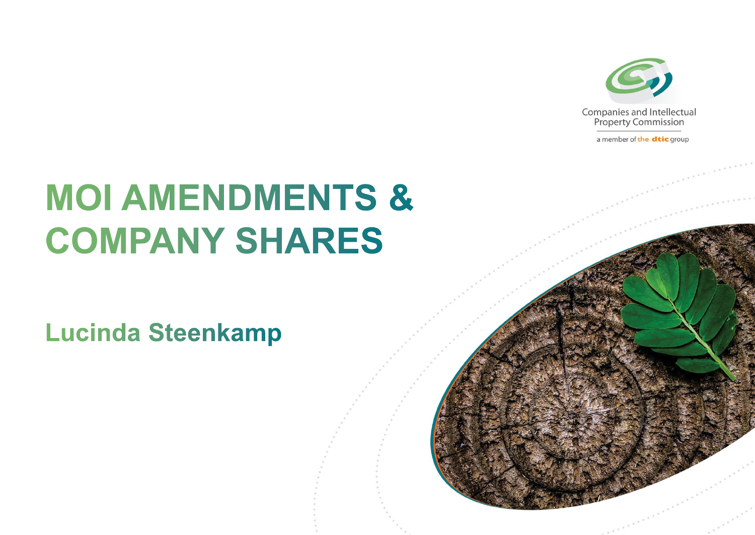Companies and Intellectual Property Commission

a member of the dtic group

# MOI AMENDMENTS & COMPANY SHARES

## Lucinda Steenkamp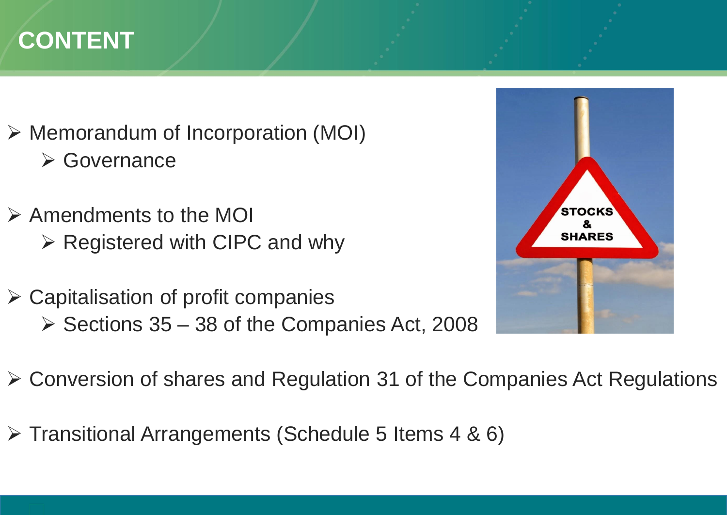# CONTENT

- Memorandum of Incorporation (MOI)
  - Governance
- Amendments to the MOI
  - Registered with CIPC and why
- Capitalisation of profit companies
  - Sections 35 – 38 of the Companies Act, 2008
- Conversion of shares and Regulation 31 of the Companies Act Regulations
- Transitional Arrangements (Schedule 5 Items 4 & 6)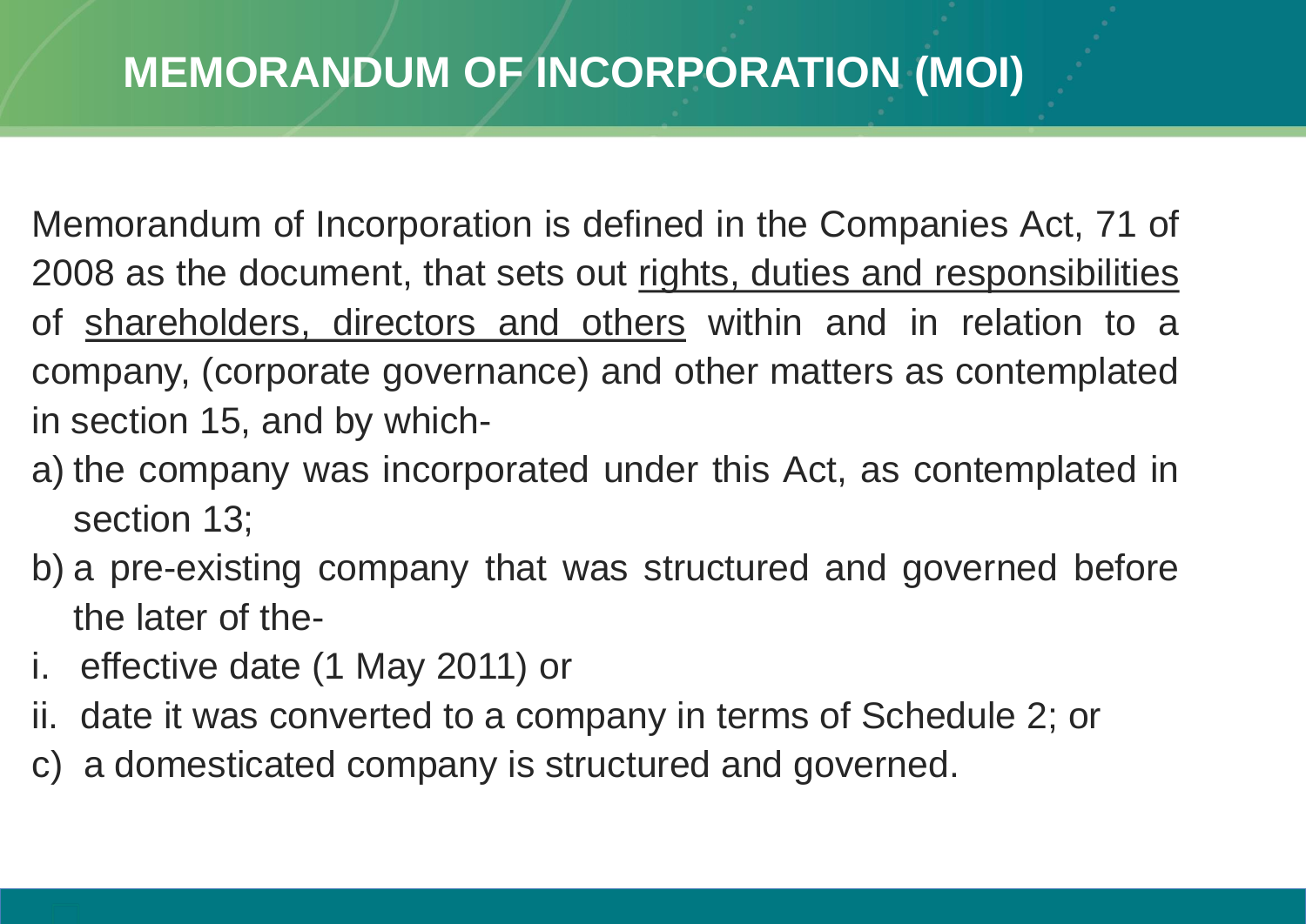# MEMORANDUM OF INCORPORATION (MOI)

Memorandum of Incorporation is defined in the Companies Act, 71 of 2008 as the document, that sets out <u>rights, duties and responsibilities</u> of <u>shareholders, directors and others</u> within and in relation to a company, (corporate governance) and other matters as contemplated in section 15, and by which-

a) the company was incorporated under this Act, as contemplated in section 13;
b) a pre-existing company that was structured and governed before the later of the-
   i. effective date (1 May 2011) or
   ii. date it was converted to a company in terms of Schedule 2; or
c) a domesticated company is structured and governed.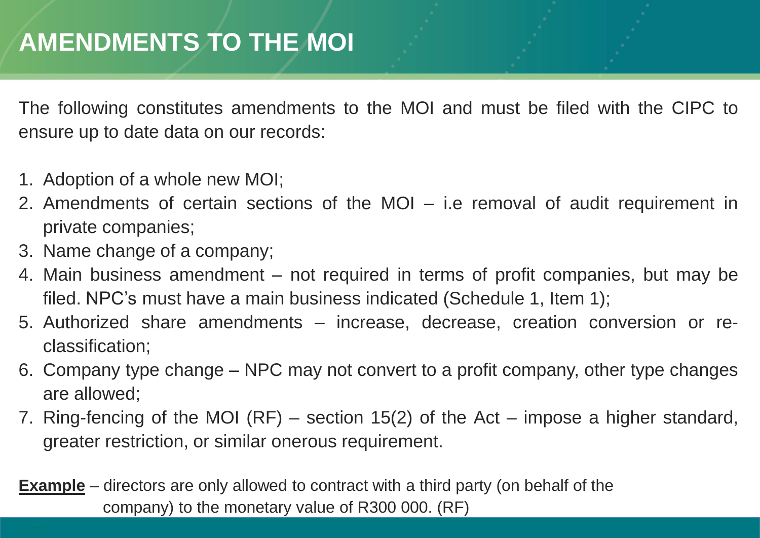# AMENDMENTS TO THE MOI

The following constitutes amendments to the MOI and must be filed with the CIPC to ensure up to date data on our records:

1. Adoption of a whole new MOI;
2. Amendments of certain sections of the MOI – i.e removal of audit requirement in private companies;
3. Name change of a company;
4. Main business amendment – not required in terms of profit companies, but may be filed. NPC's must have a main business indicated (Schedule 1, Item 1);
5. Authorized share amendments – increase, decrease, creation conversion or re-classification;
6. Company type change – NPC may not convert to a profit company, other type changes are allowed;
7. Ring-fencing of the MOI (RF) – section 15(2) of the Act – impose a higher standard, greater restriction, or similar onerous requirement.

**Example** – directors are only allowed to contract with a third party (on behalf of the company) to the monetary value of R300 000. (RF)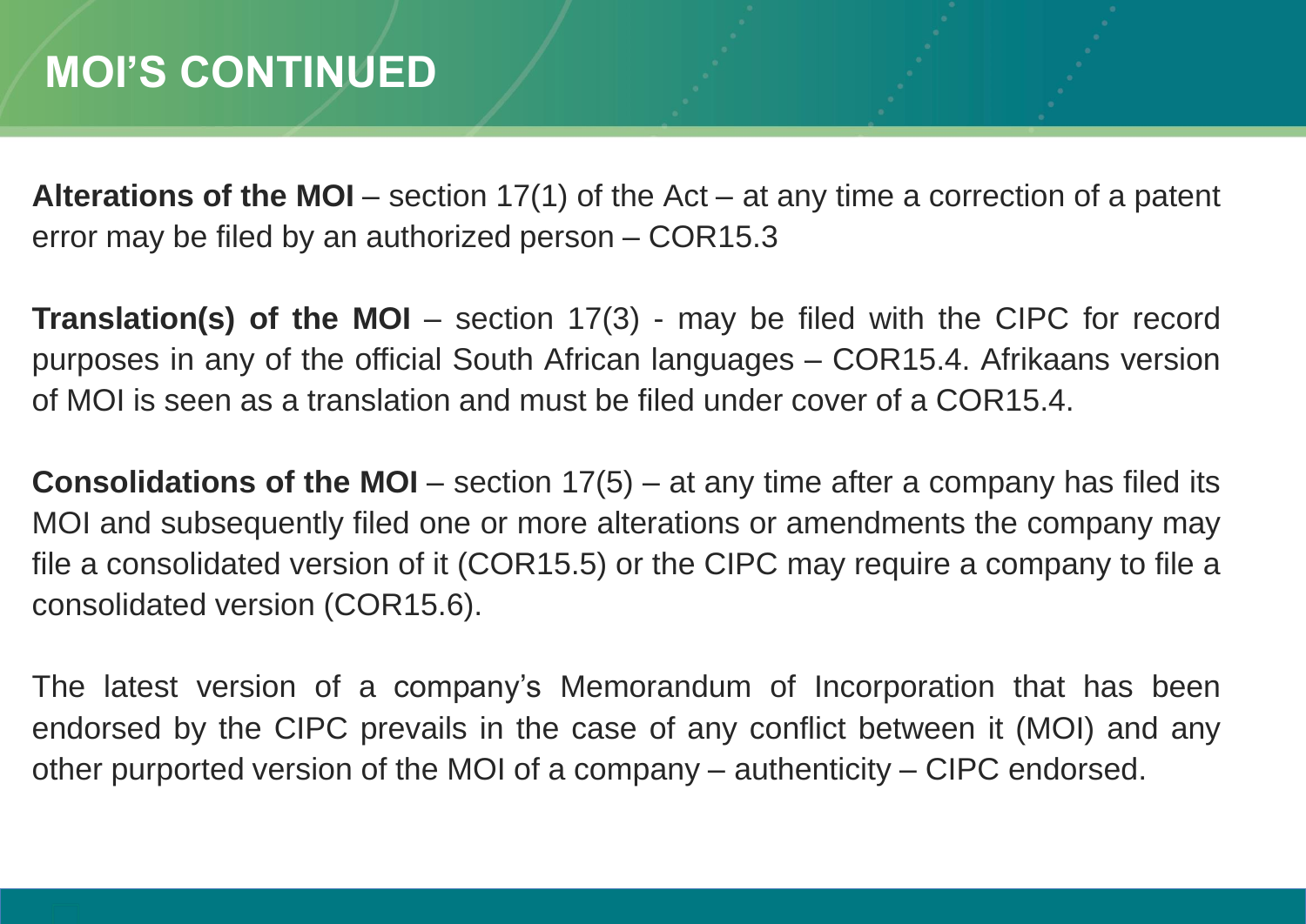# MOI'S CONTINUED

**Alterations of the MOI** – section 17(1) of the Act – at any time a correction of a patent error may be filed by an authorized person – COR15.3

**Translation(s) of the MOI** – section 17(3) - may be filed with the CIPC for record purposes in any of the official South African languages – COR15.4. Afrikaans version of MOI is seen as a translation and must be filed under cover of a COR15.4.

**Consolidations of the MOI** – section 17(5) – at any time after a company has filed its MOI and subsequently filed one or more alterations or amendments the company may file a consolidated version of it (COR15.5) or the CIPC may require a company to file a consolidated version (COR15.6).

The latest version of a company's Memorandum of Incorporation that has been endorsed by the CIPC prevails in the case of any conflict between it (MOI) and any other purported version of the MOI of a company – authenticity – CIPC endorsed.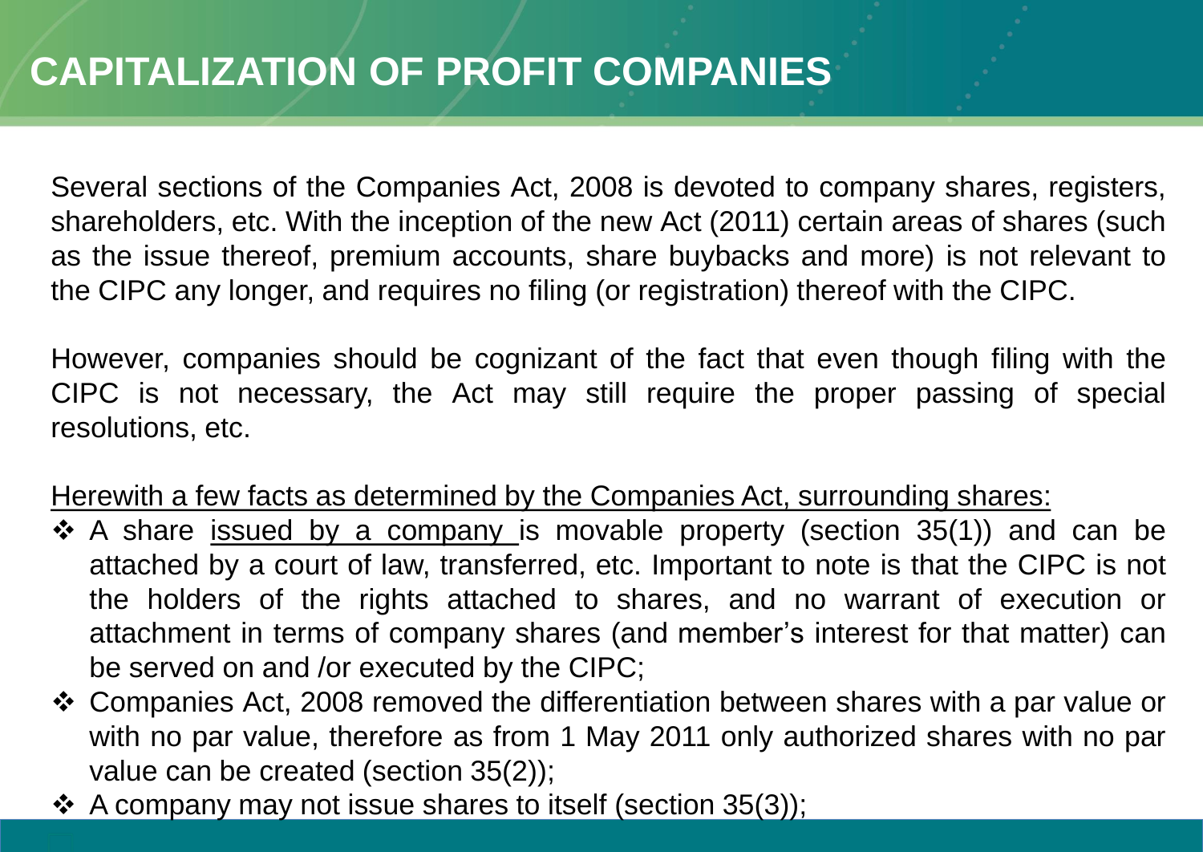# CAPITALIZATION OF PROFIT COMPANIES

Several sections of the Companies Act, 2008 is devoted to company shares, registers, shareholders, etc. With the inception of the new Act (2011) certain areas of shares (such as the issue thereof, premium accounts, share buybacks and more) is not relevant to the CIPC any longer, and requires no filing (or registration) thereof with the CIPC.

However, companies should be cognizant of the fact that even though filing with the CIPC is not necessary, the Act may still require the proper passing of special resolutions, etc.

Herewith a few facts as determined by the Companies Act, surrounding shares:

- A share issued by a company is movable property (section 35(1)) and can be attached by a court of law, transferred, etc. Important to note is that the CIPC is not the holders of the rights attached to shares, and no warrant of execution or attachment in terms of company shares (and member's interest for that matter) can be served on and /or executed by the CIPC;
- Companies Act, 2008 removed the differentiation between shares with a par value or with no par value, therefore as from 1 May 2011 only authorized shares with no par value can be created (section 35(2));
- A company may not issue shares to itself (section 35(3));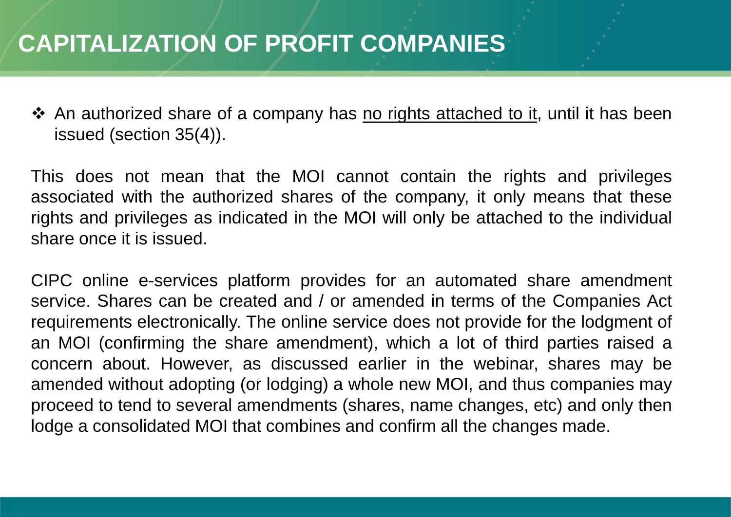# CAPITALIZATION OF PROFIT COMPANIES

- An authorized share of a company has <u>no rights attached to it</u>, until it has been issued (section 35(4)).

This does not mean that the MOI cannot contain the rights and privileges associated with the authorized shares of the company, it only means that these rights and privileges as indicated in the MOI will only be attached to the individual share once it is issued.

CIPC online e-services platform provides for an automated share amendment service. Shares can be created and / or amended in terms of the Companies Act requirements electronically. The online service does not provide for the lodgment of an MOI (confirming the share amendment), which a lot of third parties raised a concern about. However, as discussed earlier in the webinar, shares may be amended without adopting (or lodging) a whole new MOI, and thus companies may proceed to tend to several amendments (shares, name changes, etc) and only then lodge a consolidated MOI that combines and confirm all the changes made.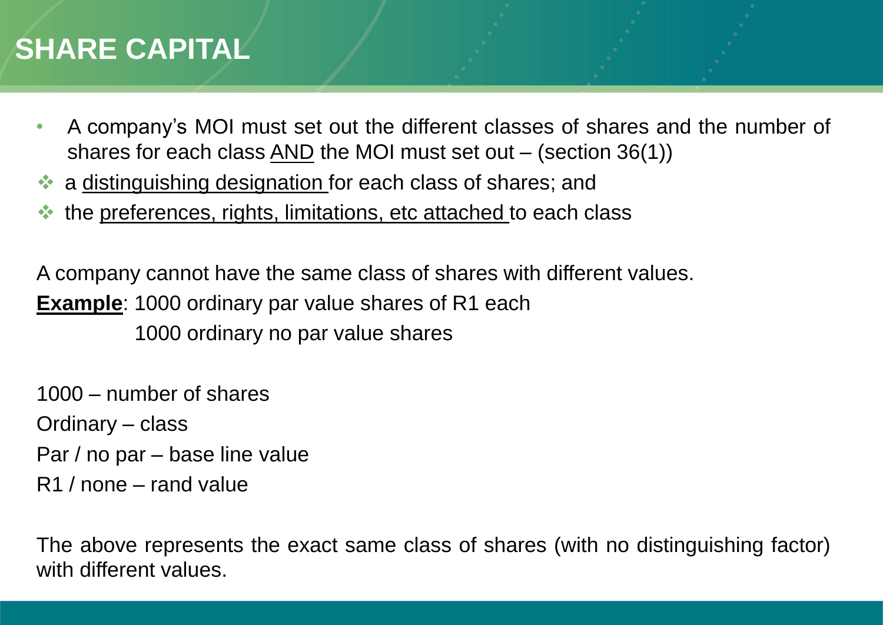# SHARE CAPITAL

- A company's MOI must set out the different classes of shares and the number of shares for each class <u>AND</u> the MOI must set out – (section 36(1))
  - a <u>distinguishing designation</u> for each class of shares; and
  - the <u>preferences, rights, limitations, etc attached</u> to each class

A company cannot have the same class of shares with different values.

**<u>Example</u>**: 1000 ordinary par value shares of R1 each
1000 ordinary no par value shares

1000 – number of shares
Ordinary – class
Par / no par – base line value
R1 / none – rand value

The above represents the exact same class of shares (with no distinguishing factor) with different values.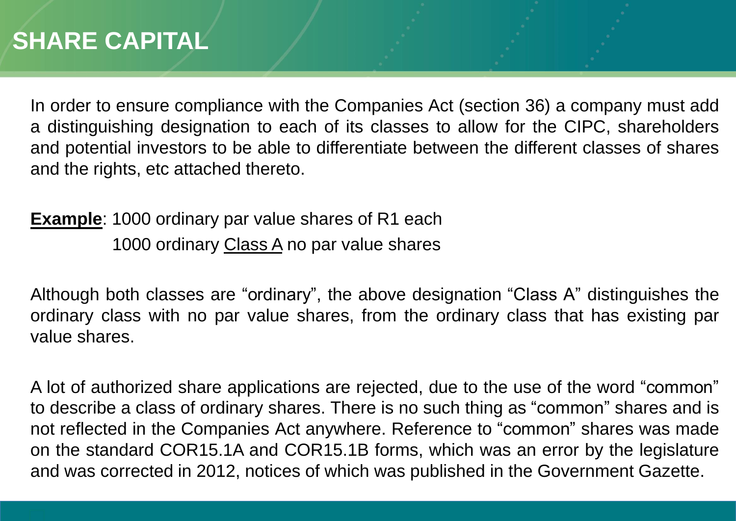# SHARE CAPITAL

In order to ensure compliance with the Companies Act (section 36) a company must add a distinguishing designation to each of its classes to allow for the CIPC, shareholders and potential investors to be able to differentiate between the different classes of shares and the rights, etc attached thereto.

**Example**: 1000 ordinary par value shares of R1 each
1000 ordinary Class A no par value shares

Although both classes are "ordinary", the above designation "Class A" distinguishes the ordinary class with no par value shares, from the ordinary class that has existing par value shares.

A lot of authorized share applications are rejected, due to the use of the word "common" to describe a class of ordinary shares. There is no such thing as "common" shares and is not reflected in the Companies Act anywhere. Reference to "common" shares was made on the standard COR15.1A and COR15.1B forms, which was an error by the legislature and was corrected in 2012, notices of which was published in the Government Gazette.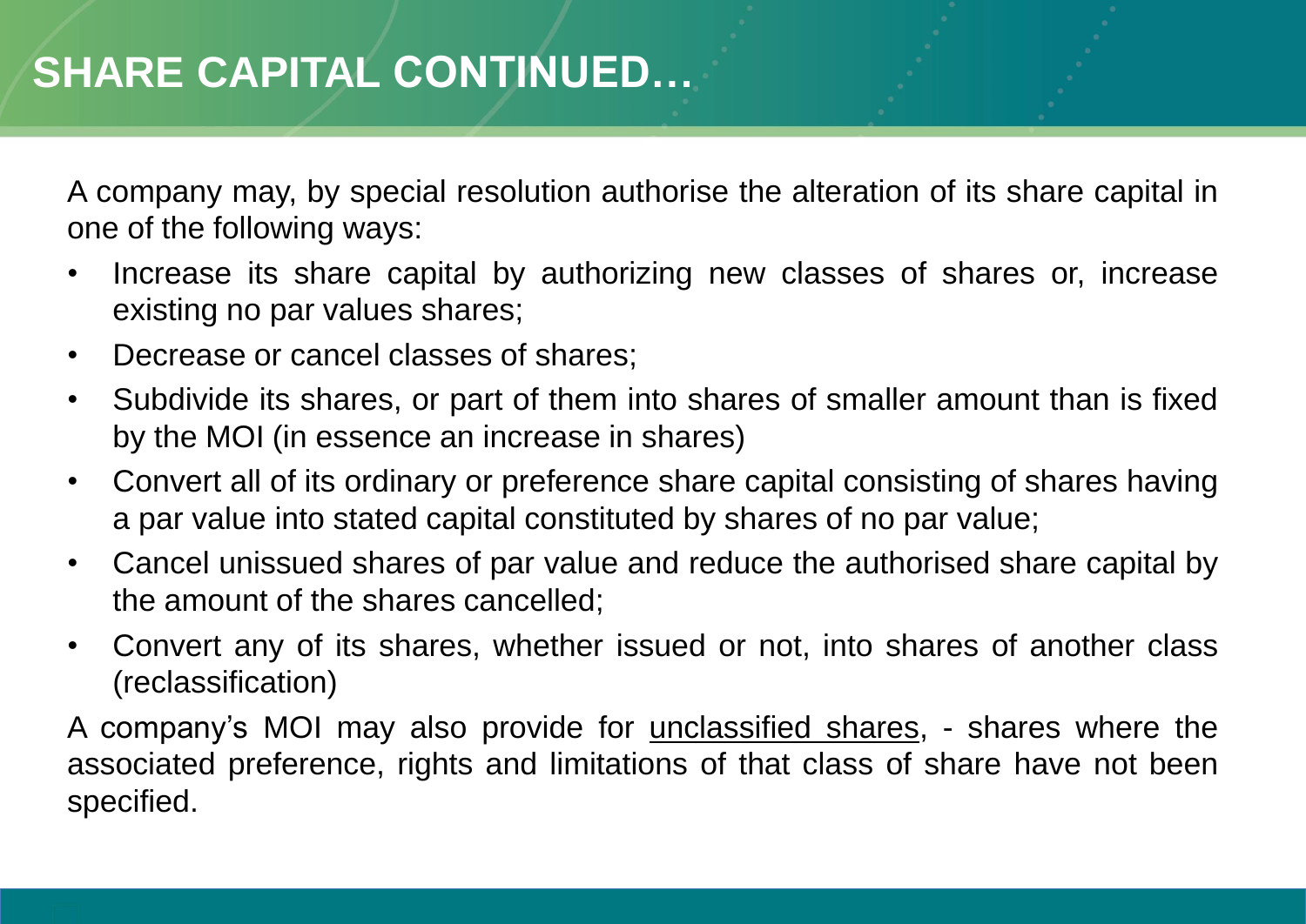# SHARE CAPITAL CONTINUED…

A company may, by special resolution authorise the alteration of its share capital in one of the following ways:

- Increase its share capital by authorizing new classes of shares or, increase existing no par values shares;
- Decrease or cancel classes of shares;
- Subdivide its shares, or part of them into shares of smaller amount than is fixed by the MOI (in essence an increase in shares)
- Convert all of its ordinary or preference share capital consisting of shares having a par value into stated capital constituted by shares of no par value;
- Cancel unissued shares of par value and reduce the authorised share capital by the amount of the shares cancelled;
- Convert any of its shares, whether issued or not, into shares of another class (reclassification)

A company's MOI may also provide for <u>unclassified shares</u>, - shares where the associated preference, rights and limitations of that class of share have not been specified.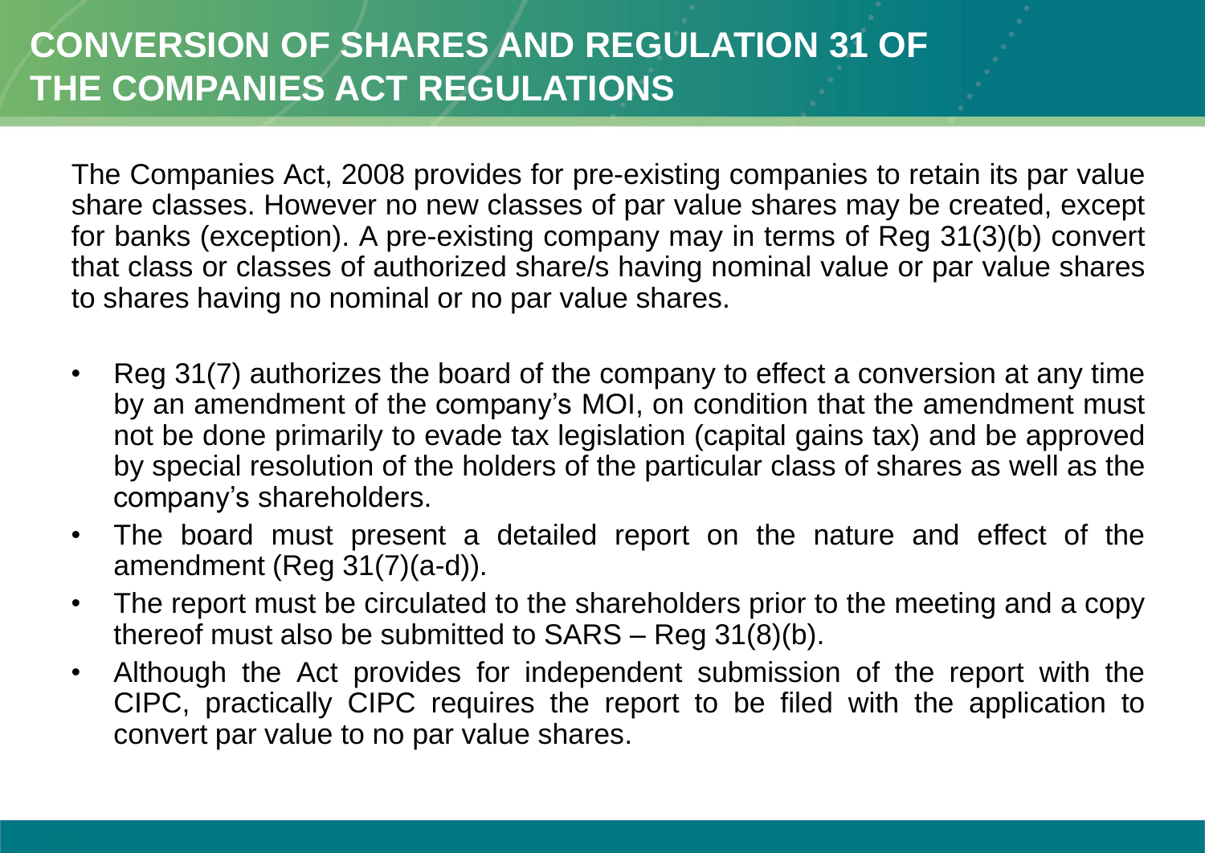# CONVERSION OF SHARES AND REGULATION 31 OF THE COMPANIES ACT REGULATIONS

The Companies Act, 2008 provides for pre-existing companies to retain its par value share classes. However no new classes of par value shares may be created, except for banks (exception). A pre-existing company may in terms of Reg 31(3)(b) convert that class or classes of authorized share/s having nominal value or par value shares to shares having no nominal or no par value shares.

- Reg 31(7) authorizes the board of the company to effect a conversion at any time by an amendment of the company's MOI, on condition that the amendment must not be done primarily to evade tax legislation (capital gains tax) and be approved by special resolution of the holders of the particular class of shares as well as the company's shareholders.
- The board must present a detailed report on the nature and effect of the amendment (Reg 31(7)(a-d)).
- The report must be circulated to the shareholders prior to the meeting and a copy thereof must also be submitted to SARS – Reg 31(8)(b).
- Although the Act provides for independent submission of the report with the CIPC, practically CIPC requires the report to be filed with the application to convert par value to no par value shares.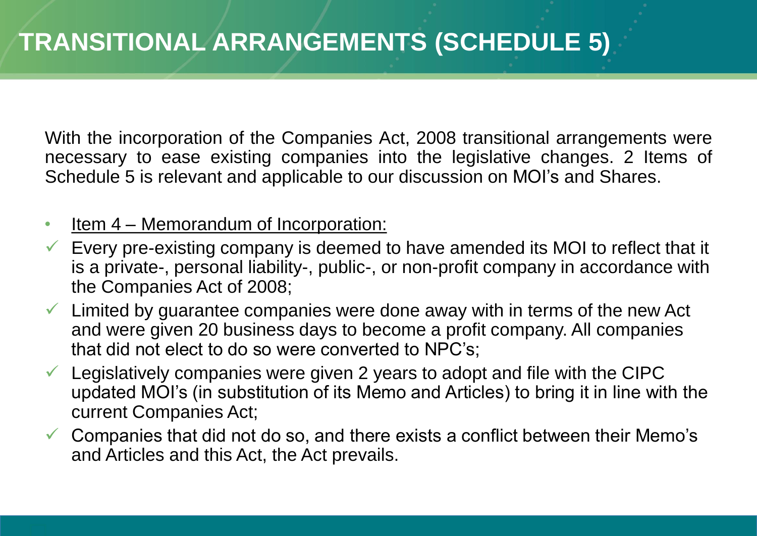# TRANSITIONAL ARRANGEMENTS (SCHEDULE 5)

With the incorporation of the Companies Act, 2008 transitional arrangements were necessary to ease existing companies into the legislative changes. 2 Items of Schedule 5 is relevant and applicable to our discussion on MOI's and Shares.

- Item 4 – Memorandum of Incorporation:
- ✓ Every pre-existing company is deemed to have amended its MOI to reflect that it is a private-, personal liability-, public-, or non-profit company in accordance with the Companies Act of 2008;
- ✓ Limited by guarantee companies were done away with in terms of the new Act and were given 20 business days to become a profit company. All companies that did not elect to do so were converted to NPC's;
- ✓ Legislatively companies were given 2 years to adopt and file with the CIPC updated MOI's (in substitution of its Memo and Articles) to bring it in line with the current Companies Act;
- ✓ Companies that did not do so, and there exists a conflict between their Memo's and Articles and this Act, the Act prevails.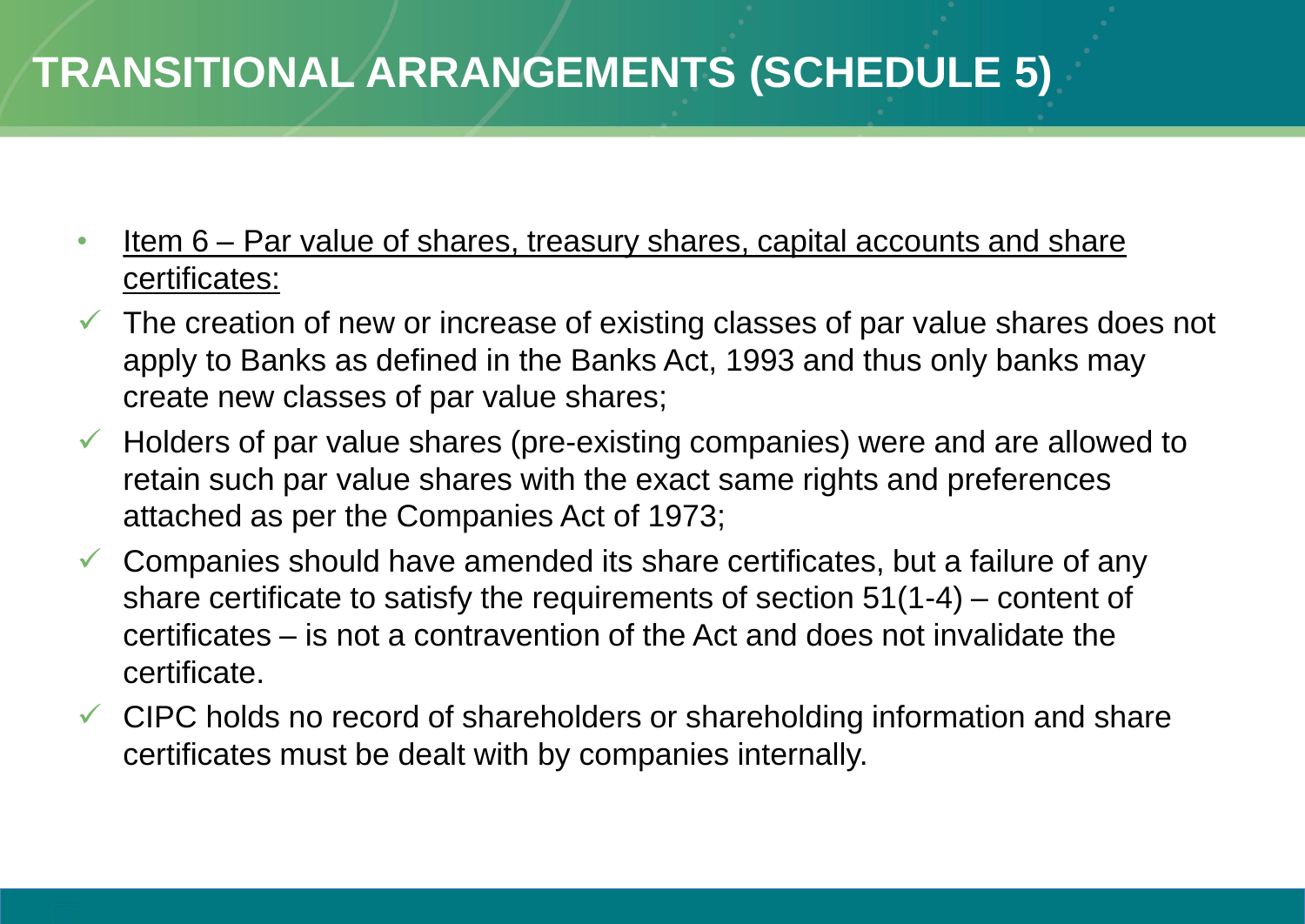# TRANSITIONAL ARRANGEMENTS (SCHEDULE 5)

- Item 6 – Par value of shares, treasury shares, capital accounts and share certificates:
- ✓ The creation of new or increase of existing classes of par value shares does not apply to Banks as defined in the Banks Act, 1993 and thus only banks may create new classes of par value shares;
- ✓ Holders of par value shares (pre-existing companies) were and are allowed to retain such par value shares with the exact same rights and preferences attached as per the Companies Act of 1973;
- ✓ Companies should have amended its share certificates, but a failure of any share certificate to satisfy the requirements of section 51(1-4) – content of certificates – is not a contravention of the Act and does not invalidate the certificate.
- ✓ CIPC holds no record of shareholders or shareholding information and share certificates must be dealt with by companies internally.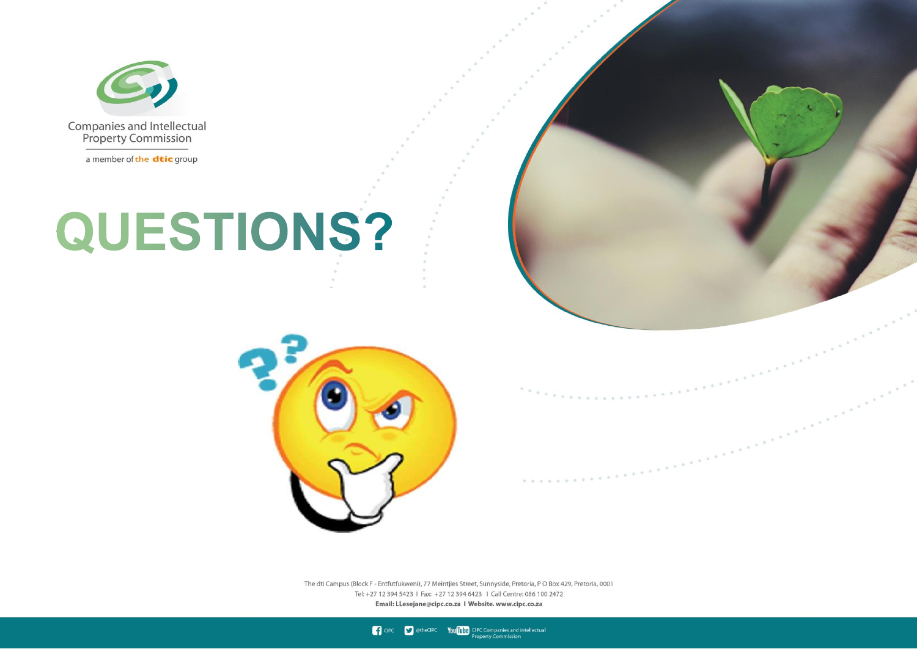Companies and Intellectual Property Commission

a member of the dtic group

# QUESTIONS?

The dti Campus (Block F - Entfutfukweni), 77 Meintjies Street, Sunnyside, Pretoria, P O Box 429, Pretoria, 0001
Tel: +27 12 394 5423 I Fax: +27 12 394 6423 I Call Centre: 086 100 2472
**Email: LLesejane@cipc.co.za I Website. www.cipc.co.za**

CIPC @theCIPC YouTube CIPC Companies and intellectual Property Commission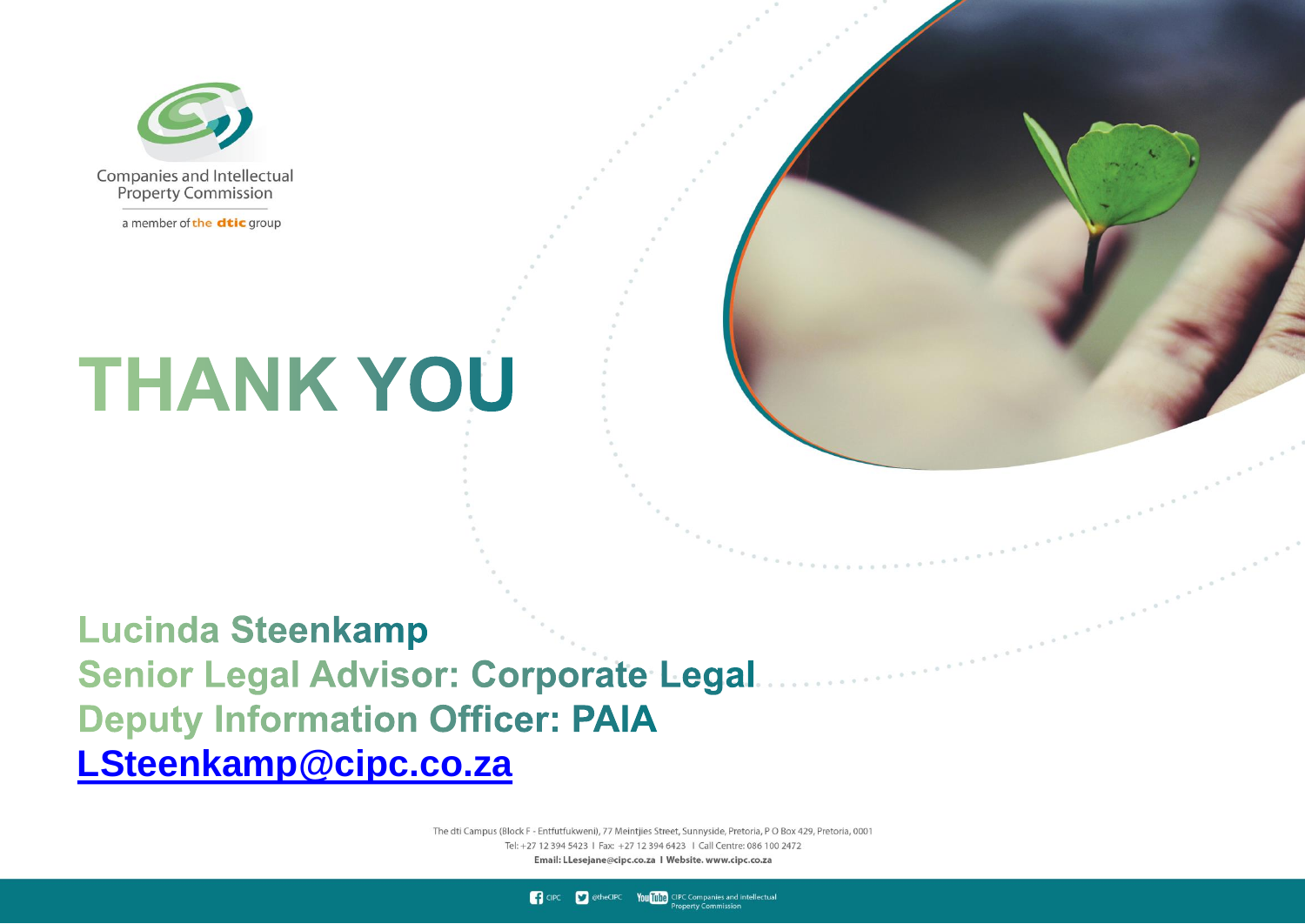Companies and Intellectual Property Commission

a member of the dtic group

# THANK YOU

**Lucinda Steenkamp**
**Senior Legal Advisor: Corporate Legal**
**Deputy Information Officer: PAIA**
**LSteenkamp@cipc.co.za**

The dti Campus (Block F - Entfutfukweni), 77 Meintjies Street, Sunnyside, Pretoria, P O Box 429, Pretoria, 0001
Tel: +27 12 394 5423 I Fax: +27 12 394 6423 I Call Centre: 086 100 2472
**Email: LLesejane@cipc.co.za I Website. www.cipc.co.za**

CIPC @theCIPC CIPC Companies and intellectual Property Commission